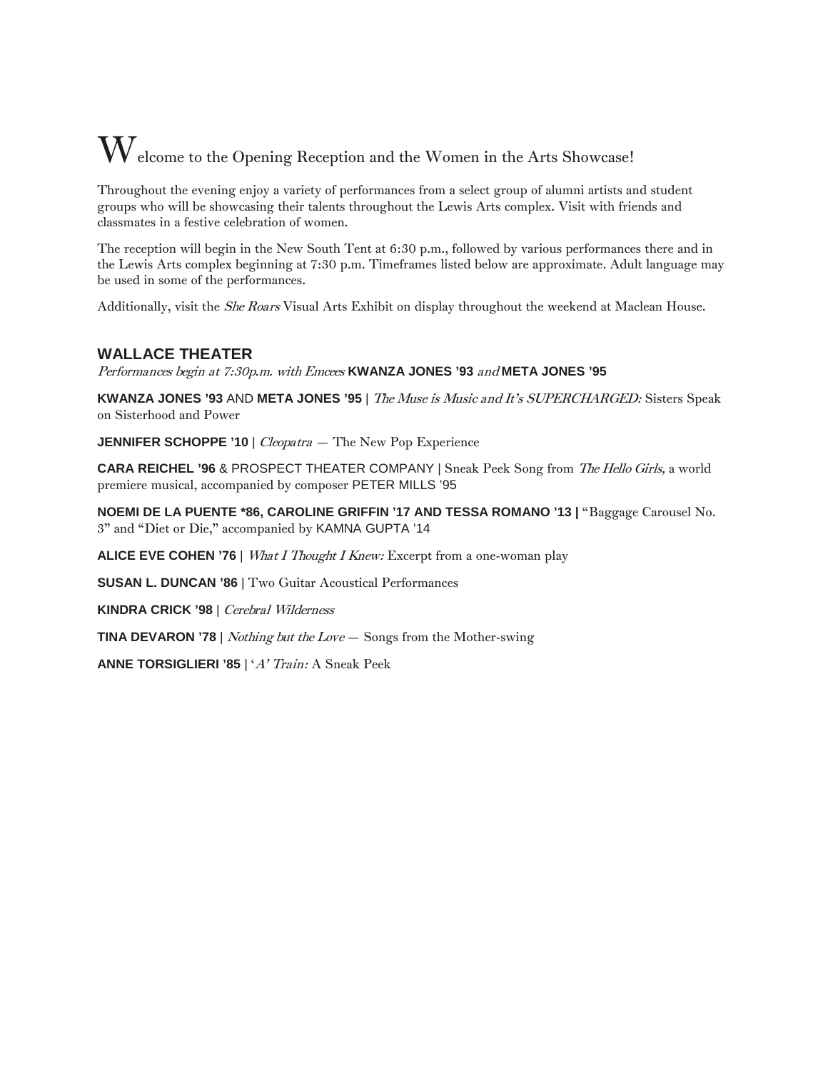# Welcome to the Opening Reception and the Women in the Arts Showcase!

Throughout the evening enjoy a variety of performances from a select group of alumni artists and student groups who will be showcasing their talents throughout the Lewis Arts complex. Visit with friends and classmates in a festive celebration of women.

The reception will begin in the New South Tent at 6:30 p.m., followed by various performances there and in the Lewis Arts complex beginning at 7:30 p.m. Timeframes listed below are approximate. Adult language may be used in some of the performances.

Additionally, visit the *She Roars* Visual Arts Exhibit on display throughout the weekend at Maclean House.

## WALLACE THEATER

*Performances begin at 7:30p.m. with Emcees* **KWANZA JONES '93** *and* **META JONES '95**

**KWANZA JONES '93** AND **META JONES '95** | *The Muse is Music and It's SUPERCHARGED:* Sisters Speak on Sisterhood and Power

**JENNIFER SCHOPPE '10** | *Cleopatra* — The New Pop Experience

**CARA REICHEL '96** & PROSPECT THEATER COMPANY | Sneak Peek Song from *The Hello Girls,* a world premiere musical, accompanied by composer PETER MILLS '95

**NOEMI DE LA PUENTE *86, CAROLINE GRIFFIN '17 AND TESSA ROMANO '13 |** "Baggage Carousel No. 3" and "Diet or Die," accompanied by KAMNA GUPTA '14

**ALICE EVE COHEN '76** | *What I Thought I Knew:* Excerpt from a one-woman play

**SUSAN L. DUNCAN '86** | Two Guitar Acoustical Performances

**KINDRA CRICK '98** | *Cerebral Wilderness*

**TINA DEVARON '78** | *Nothing but the Love* — Songs from the Mother-swing

**ANNE TORSIGLIERI '85** | '*A' Train:* A Sneak Peek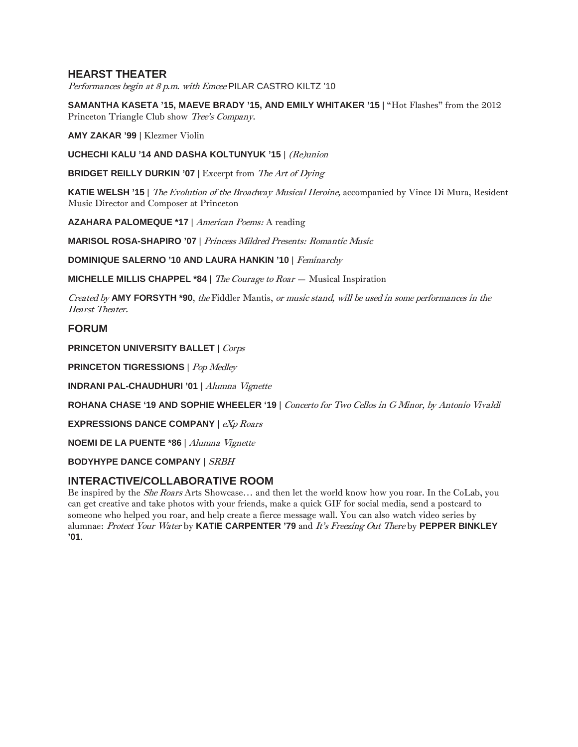## HEARST THEATER

*Performances begin at 8 p.m. with Emcee* PILAR CASTRO KILTZ '10

**SAMANTHA KASETA '15, MAEVE BRADY '15, AND EMILY WHITAKER '15** | "Hot Flashes" from the 2012 Princeton Triangle Club show *Tree's Company*.

**AMY ZAKAR '99** | Klezmer Violin

**UCHECHI KALU '14 AND DASHA KOLTUNYUK '15** | *(Re)union*

**BRIDGET REILLY DURKIN '07** | Excerpt from *The Art of Dying*

**KATIE WELSH '15** | *The Evolution of the Broadway Musical Heroine*, accompanied by Vince Di Mura, Resident Music Director and Composer at Princeton

**AZAHARA PALOMEQUE *17** | *American Poems:* A reading

**MARISOL ROSA-SHAPIRO '07** | *Princess Mildred Presents: Romantic Music*

**DOMINIQUE SALERNO '10 AND LAURA HANKIN '10** | *Feminarchy*

**MICHELLE MILLIS CHAPPEL *84** | *The Courage to Roar* — Musical Inspiration

*Created by* **AMY FORSYTH *90**, *the* Fiddler Mantis, *or music stand, will be used in some performances in the Hearst Theater.*

## FORUM

**PRINCETON UNIVERSITY BALLET** | *Corps*

**PRINCETON TIGRESSIONS** | *Pop Medley*

**INDRANI PAL-CHAUDHURI '01** | *Alumna Vignette*

**ROHANA CHASE '19 AND SOPHIE WHEELER '19** | *Concerto for Two Cellos in G Minor, by Antonio Vivaldi*

**EXPRESSIONS DANCE COMPANY** | *eXp Roars*

**NOEMI DE LA PUENTE *86** | *Alumna Vignette*

**BODYHYPE DANCE COMPANY** | *SRBH*

## INTERACTIVE/COLLABORATIVE ROOM

Be inspired by the *She Roars* Arts Showcase… and then let the world know how you roar. In the CoLab, you can get creative and take photos with your friends, make a quick GIF for social media, send a postcard to someone who helped you roar, and help create a fierce message wall. You can also watch video series by alumnae: *Protect Your Water* by **KATIE CARPENTER '79** and *It's Freezing Out There* by **PEPPER BINKLEY '01**.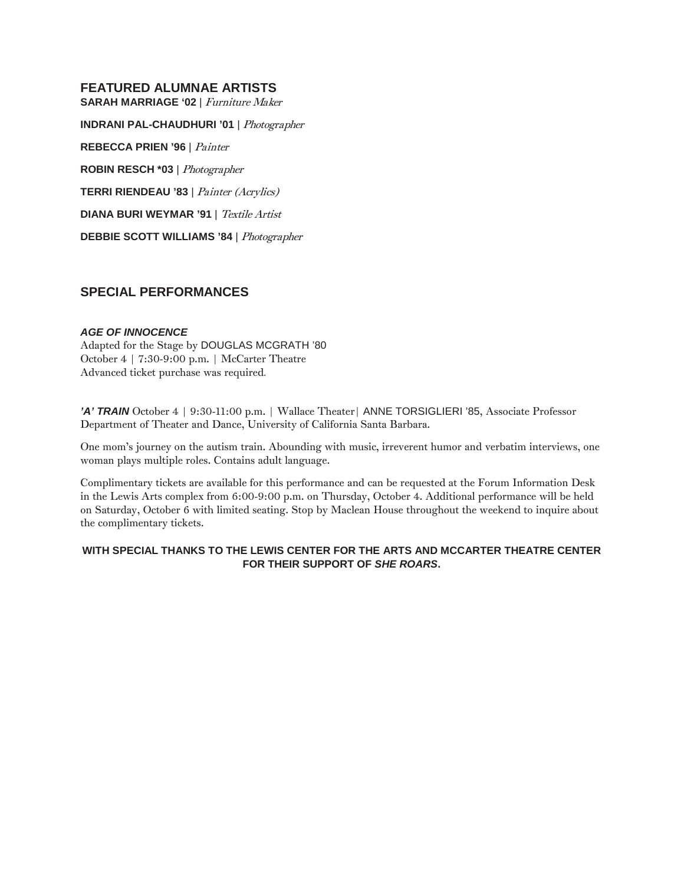## FEATURED ALUMNAE ARTISTS

**SARAH MARRIAGE '02** | *Furniture Maker*

**INDRANI PAL-CHAUDHURI '01** | *Photographer*

**REBECCA PRIEN '96** | *Painter*

**ROBIN RESCH *03** | *Photographer*

**TERRI RIENDEAU '83** | *Painter (Acrylics)*

**DIANA BURI WEYMAR '91** | *Textile Artist*

**DEBBIE SCOTT WILLIAMS '84** | *Photographer*

## SPECIAL PERFORMANCES

***AGE OF INNOCENCE***
Adapted for the Stage by DOUGLAS MCGRATH '80
October 4 | 7:30-9:00 p.m. | McCarter Theatre
Advanced ticket purchase was required.

***'A' TRAIN*** October 4 | 9:30-11:00 p.m. | Wallace Theater| ANNE TORSIGLIERI '85, Associate Professor Department of Theater and Dance, University of California Santa Barbara.

One mom's journey on the autism train. Abounding with music, irreverent humor and verbatim interviews, one woman plays multiple roles. Contains adult language.

Complimentary tickets are available for this performance and can be requested at the Forum Information Desk in the Lewis Arts complex from 6:00-9:00 p.m. on Thursday, October 4. Additional performance will be held on Saturday, October 6 with limited seating. Stop by Maclean House throughout the weekend to inquire about the complimentary tickets.

**WITH SPECIAL THANKS TO THE LEWIS CENTER FOR THE ARTS AND MCCARTER THEATRE CENTER FOR THEIR SUPPORT OF *SHE ROARS*.**